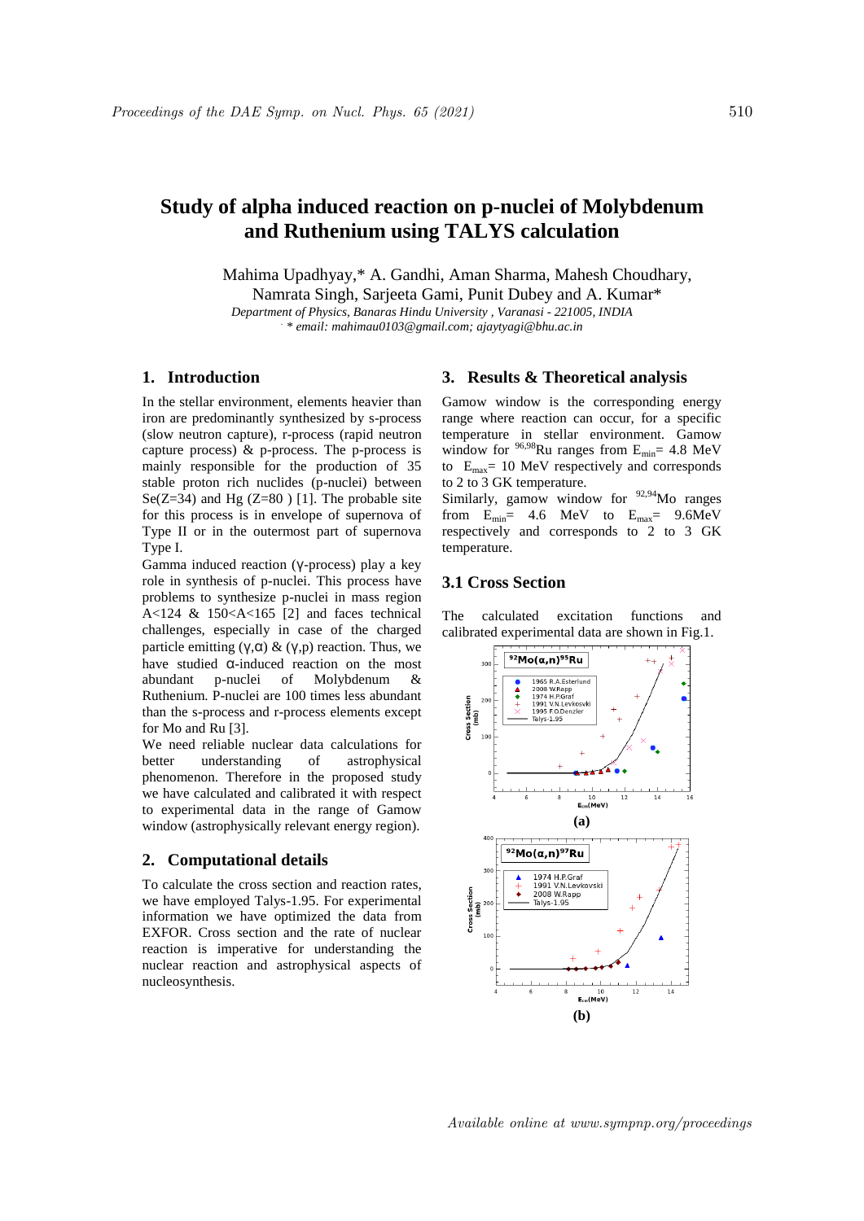# Study of alpha induced reaction on p-nuclei of Molybdenum and Ruthenium using TALYS calculation

Mahima Upadhyay,* A. Gandhi, Aman Sharma, Mahesh Choudhary, Namrata Singh, Sarjeeta Gami, Punit Dubey and A. Kumar*

*Department of Physics, Banaras Hindu University , Varanasi - 221005, INDIA*

*\* email: mahimau0103@gmail.com; ajaytyagi@bhu.ac.in*

## 1. Introduction

In the stellar environment, elements heavier than iron are predominantly synthesized by s-process (slow neutron capture), r-process (rapid neutron capture process) & p-process. The p-process is mainly responsible for the production of 35 stable proton rich nuclides (p-nuclei) between Se(Z=34) and Hg (Z=80 ) [1]. The probable site for this process is in envelope of supernova of Type II or in the outermost part of supernova Type I.

Gamma induced reaction (γ-process) play a key role in synthesis of p-nuclei. This process have problems to synthesize p-nuclei in mass region A<124 & 150<A<165 [2] and faces technical challenges, especially in case of the charged particle emitting (γ,α) & (γ,p) reaction. Thus, we have studied α-induced reaction on the most abundant p-nuclei of Molybdenum & Ruthenium. P-nuclei are 100 times less abundant than the s-process and r-process elements except for Mo and Ru [3].

We need reliable nuclear data calculations for better understanding of astrophysical phenomenon. Therefore in the proposed study we have calculated and calibrated it with respect to experimental data in the range of Gamow window (astrophysically relevant energy region).

## 2. Computational details

To calculate the cross section and reaction rates, we have employed Talys-1.95. For experimental information we have optimized the data from EXFOR. Cross section and the rate of nuclear reaction is imperative for understanding the nuclear reaction and astrophysical aspects of nucleosynthesis.

## 3. Results & Theoretical analysis

Gamow window is the corresponding energy range where reaction can occur, for a specific temperature in stellar environment. Gamow window for $^{96,98}$Ru ranges from $E_{min}$= 4.8 MeV to $E_{max}$= 10 MeV respectively and corresponds to 2 to 3 GK temperature.

Similarly, gamow window for $^{92,94}$Mo ranges from $E_{min}$= 4.6 MeV to $E_{max}$= 9.6MeV respectively and corresponds to 2 to 3 GK temperature.

### 3.1 Cross Section

The calculated excitation functions and calibrated experimental data are shown in Fig.1.

**(a)**

**(b)**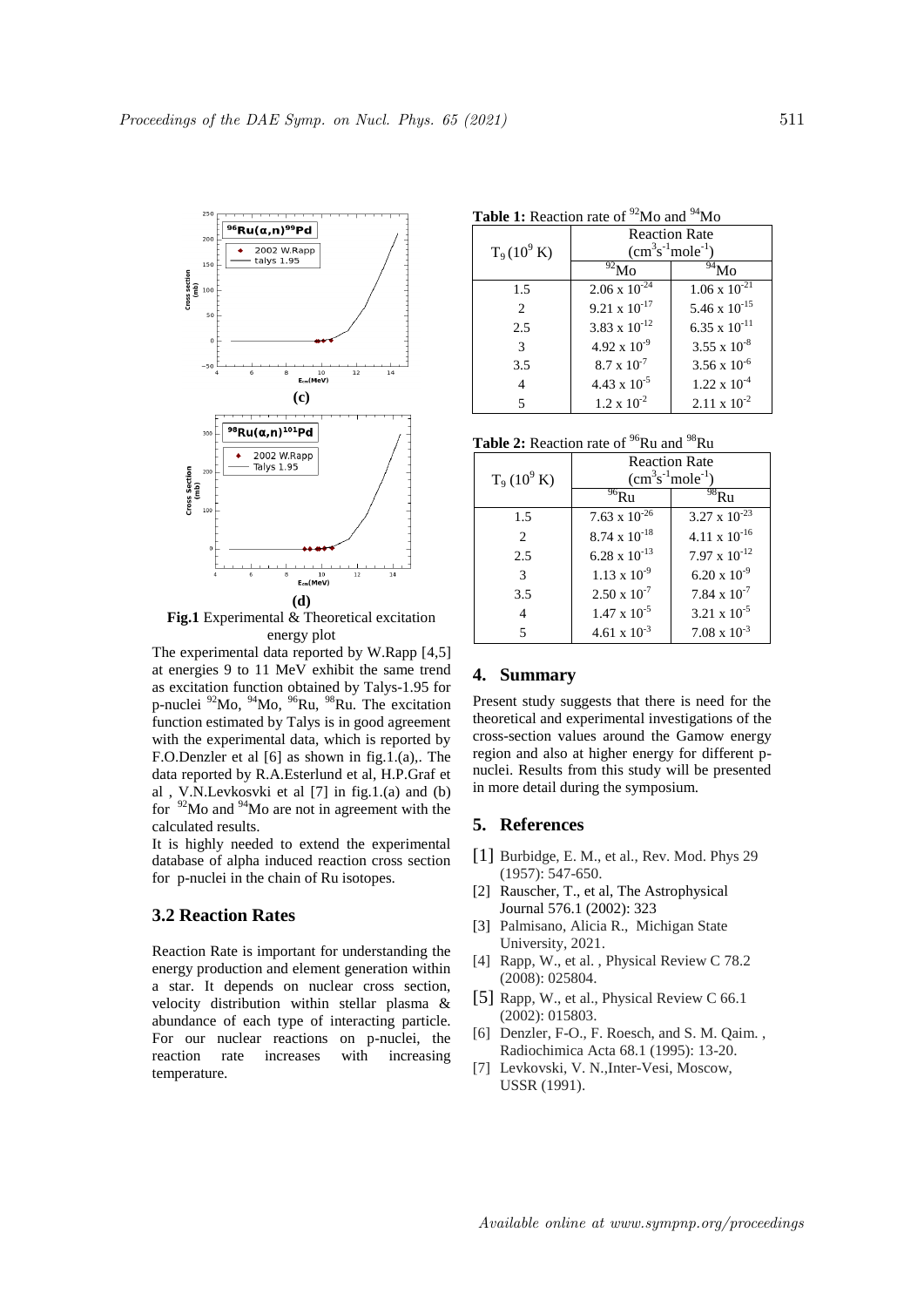$^{96}$Ru(α,n)$^{99}$Pd

2002 W.Rapp

talys 1.95

Cross section (mb)

$E_{cm}$(MeV)

250, 200, 150, 100, 50, 0, −50

4, 6, 8, 10, 12, 14

**(c)**

$^{98}$Ru(α,n)$^{101}$Pd

2002 W.Rapp

Talys 1.95

Cross Section (mb)

$E_{cm}$(MeV)

300, 200, 100, 0

4, 6, 8, 10, 12, 14

**(d)**

**Fig.1** Experimental & Theoretical excitation energy plot

The experimental data reported by W.Rapp [4,5] at energies 9 to 11 MeV exhibit the same trend as excitation function obtained by Talys-1.95 for p-nuclei $^{92}$Mo, $^{94}$Mo, $^{96}$Ru, $^{98}$Ru. The excitation function estimated by Talys is in good agreement with the experimental data, which is reported by F.O.Denzler et al [6] as shown in fig.1.(a),. The data reported by R.A.Esterlund et al, H.P.Graf et al , V.N.Levkosvki et al [7] in fig.1.(a) and (b) for $^{92}$Mo and $^{94}$Mo are not in agreement with the calculated results.

It is highly needed to extend the experimental database of alpha induced reaction cross section for p-nuclei in the chain of Ru isotopes.

### 3.2 Reaction Rates

Reaction Rate is important for understanding the energy production and element generation within a star. It depends on nuclear cross section, velocity distribution within stellar plasma & abundance of each type of interacting particle. For our nuclear reactions on p-nuclei, the reaction rate increases with increasing temperature.

**Table 1:** Reaction rate of $^{92}$Mo and $^{94}$Mo

| $T_9$ ($10^9$ K) | Reaction Rate ($cm^3s^{-1}mole^{-1}$) | |
|---|---|---|
| | $^{92}$Mo | $^{94}$Mo |
| 1.5 | $2.06 \times 10^{-24}$ | $1.06 \times 10^{-21}$ |
| 2 | $9.21 \times 10^{-17}$ | $5.46 \times 10^{-15}$ |
| 2.5 | $3.83 \times 10^{-12}$ | $6.35 \times 10^{-11}$ |
| 3 | $4.92 \times 10^{-9}$ | $3.55 \times 10^{-8}$ |
| 3.5 | $8.7 \times 10^{-7}$ | $3.56 \times 10^{-6}$ |
| 4 | $4.43 \times 10^{-5}$ | $1.22 \times 10^{-4}$ |
| 5 | $1.2 \times 10^{-2}$ | $2.11 \times 10^{-2}$ |

**Table 2:** Reaction rate of $^{96}$Ru and $^{98}$Ru

| $T_9$ ($10^9$ K) | Reaction Rate ($cm^3s^{-1}mole^{-1}$) | |
|---|---|---|
| | $^{96}$Ru | $^{98}$Ru |
| 1.5 | $7.63 \times 10^{-26}$ | $3.27 \times 10^{-23}$ |
| 2 | $8.74 \times 10^{-18}$ | $4.11 \times 10^{-16}$ |
| 2.5 | $6.28 \times 10^{-13}$ | $7.97 \times 10^{-12}$ |
| 3 | $1.13 \times 10^{-9}$ | $6.20 \times 10^{-9}$ |
| 3.5 | $2.50 \times 10^{-7}$ | $7.84 \times 10^{-7}$ |
| 4 | $1.47 \times 10^{-5}$ | $3.21 \times 10^{-5}$ |
| 5 | $4.61 \times 10^{-3}$ | $7.08 \times 10^{-3}$ |

## 4. Summary

Present study suggests that there is need for the theoretical and experimental investigations of the cross-section values around the Gamow energy region and also at higher energy for different p-nuclei. Results from this study will be presented in more detail during the symposium.

## 5. References

[1] Burbidge, E. M., et al., Rev. Mod. Phys 29 (1957): 547-650.

[2] Rauscher, T., et al, The Astrophysical Journal 576.1 (2002): 323

[3] Palmisano, Alicia R., Michigan State University, 2021.

[4] Rapp, W., et al. , Physical Review C 78.2 (2008): 025804.

[5] Rapp, W., et al., Physical Review C 66.1 (2002): 015803.

[6] Denzler, F-O., F. Roesch, and S. M. Qaim. , Radiochimica Acta 68.1 (1995): 13-20.

[7] Levkovski, V. N.,Inter-Vesi, Moscow, USSR (1991).